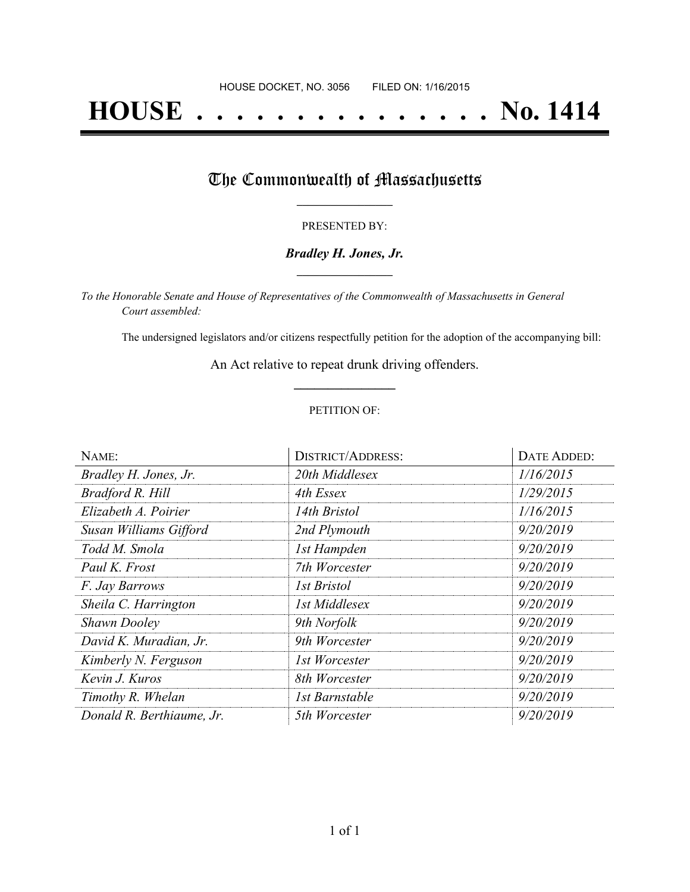HOUSE DOCKET, NO. 3056        FILED ON: 1/16/2015

# HOUSE . . . . . . . . . . . . . . . No. 1414

## The Commonwealth of Massachusetts

PRESENTED BY:

***Bradley H. Jones, Jr.***

*To the Honorable Senate and House of Representatives of the Commonwealth of Massachusetts in General Court assembled:*

The undersigned legislators and/or citizens respectfully petition for the adoption of the accompanying bill:

An Act relative to repeat drunk driving offenders.

PETITION OF:

| NAME: | DISTRICT/ADDRESS: | DATE ADDED: |
|---|---|---|
| *Bradley H. Jones, Jr.* | *20th Middlesex* | *1/16/2015* |
| *Bradford R. Hill* | *4th Essex* | *1/29/2015* |
| *Elizabeth A. Poirier* | *14th Bristol* | *1/16/2015* |
| *Susan Williams Gifford* | *2nd Plymouth* | *9/20/2019* |
| *Todd M. Smola* | *1st Hampden* | *9/20/2019* |
| *Paul K. Frost* | *7th Worcester* | *9/20/2019* |
| *F. Jay Barrows* | *1st Bristol* | *9/20/2019* |
| *Sheila C. Harrington* | *1st Middlesex* | *9/20/2019* |
| *Shawn Dooley* | *9th Norfolk* | *9/20/2019* |
| *David K. Muradian, Jr.* | *9th Worcester* | *9/20/2019* |
| *Kimberly N. Ferguson* | *1st Worcester* | *9/20/2019* |
| *Kevin J. Kuros* | *8th Worcester* | *9/20/2019* |
| *Timothy R. Whelan* | *1st Barnstable* | *9/20/2019* |
| *Donald R. Berthiaume, Jr.* | *5th Worcester* | *9/20/2019* |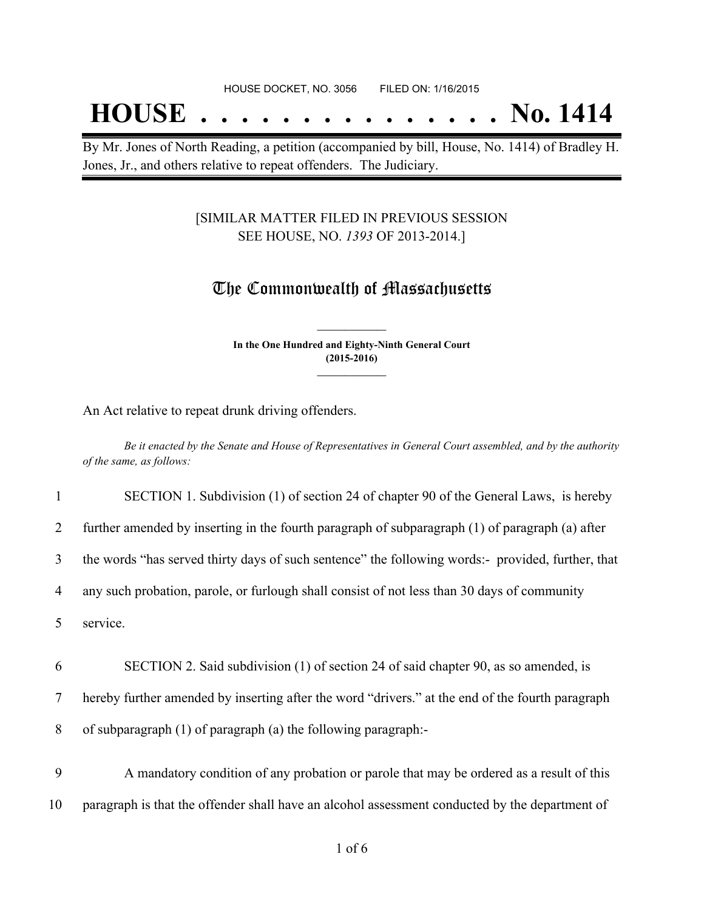HOUSE DOCKET, NO. 3056 FILED ON: 1/16/2015

# HOUSE . . . . . . . . . . . . . . . No. 1414

By Mr. Jones of North Reading, a petition (accompanied by bill, House, No. 1414) of Bradley H. Jones, Jr., and others relative to repeat offenders. The Judiciary.

[SIMILAR MATTER FILED IN PREVIOUS SESSION SEE HOUSE, NO. *1393* OF 2013-2014.]

## The Commonwealth of Massachusetts

**In the One Hundred and Eighty-Ninth General Court (2015-2016)**

An Act relative to repeat drunk driving offenders.

*Be it enacted by the Senate and House of Representatives in General Court assembled, and by the authority of the same, as follows:*

1 SECTION 1. Subdivision (1) of section 24 of chapter 90 of the General Laws, is hereby
2 further amended by inserting in the fourth paragraph of subparagraph (1) of paragraph (a) after
3 the words "has served thirty days of such sentence" the following words:- provided, further, that
4 any such probation, parole, or furlough shall consist of not less than 30 days of community
5 service.

6 SECTION 2. Said subdivision (1) of section 24 of said chapter 90, as so amended, is
7 hereby further amended by inserting after the word "drivers." at the end of the fourth paragraph
8 of subparagraph (1) of paragraph (a) the following paragraph:-

9 A mandatory condition of any probation or parole that may be ordered as a result of this
10 paragraph is that the offender shall have an alcohol assessment conducted by the department of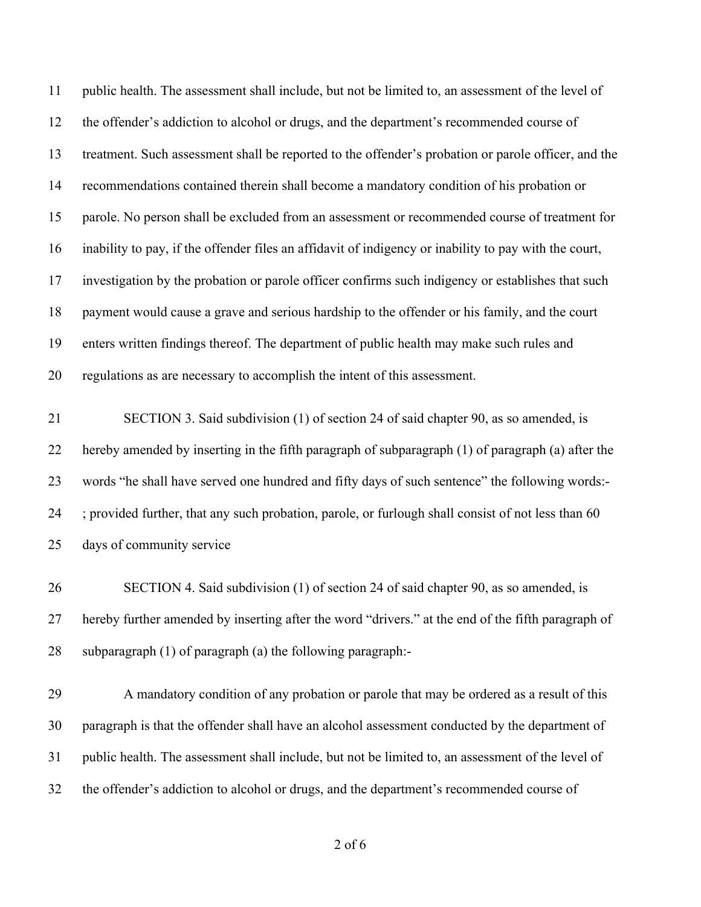public health. The assessment shall include, but not be limited to, an assessment of the level of the offender's addiction to alcohol or drugs, and the department's recommended course of treatment. Such assessment shall be reported to the offender's probation or parole officer, and the recommendations contained therein shall become a mandatory condition of his probation or parole. No person shall be excluded from an assessment or recommended course of treatment for inability to pay, if the offender files an affidavit of indigency or inability to pay with the court, investigation by the probation or parole officer confirms such indigency or establishes that such payment would cause a grave and serious hardship to the offender or his family, and the court enters written findings thereof. The department of public health may make such rules and regulations as are necessary to accomplish the intent of this assessment.

SECTION 3. Said subdivision (1) of section 24 of said chapter 90, as so amended, is hereby amended by inserting in the fifth paragraph of subparagraph (1) of paragraph (a) after the words "he shall have served one hundred and fifty days of such sentence" the following words:- ; provided further, that any such probation, parole, or furlough shall consist of not less than 60 days of community service

SECTION 4. Said subdivision (1) of section 24 of said chapter 90, as so amended, is hereby further amended by inserting after the word "drivers." at the end of the fifth paragraph of subparagraph (1) of paragraph (a) the following paragraph:-

A mandatory condition of any probation or parole that may be ordered as a result of this paragraph is that the offender shall have an alcohol assessment conducted by the department of public health. The assessment shall include, but not be limited to, an assessment of the level of the offender's addiction to alcohol or drugs, and the department's recommended course of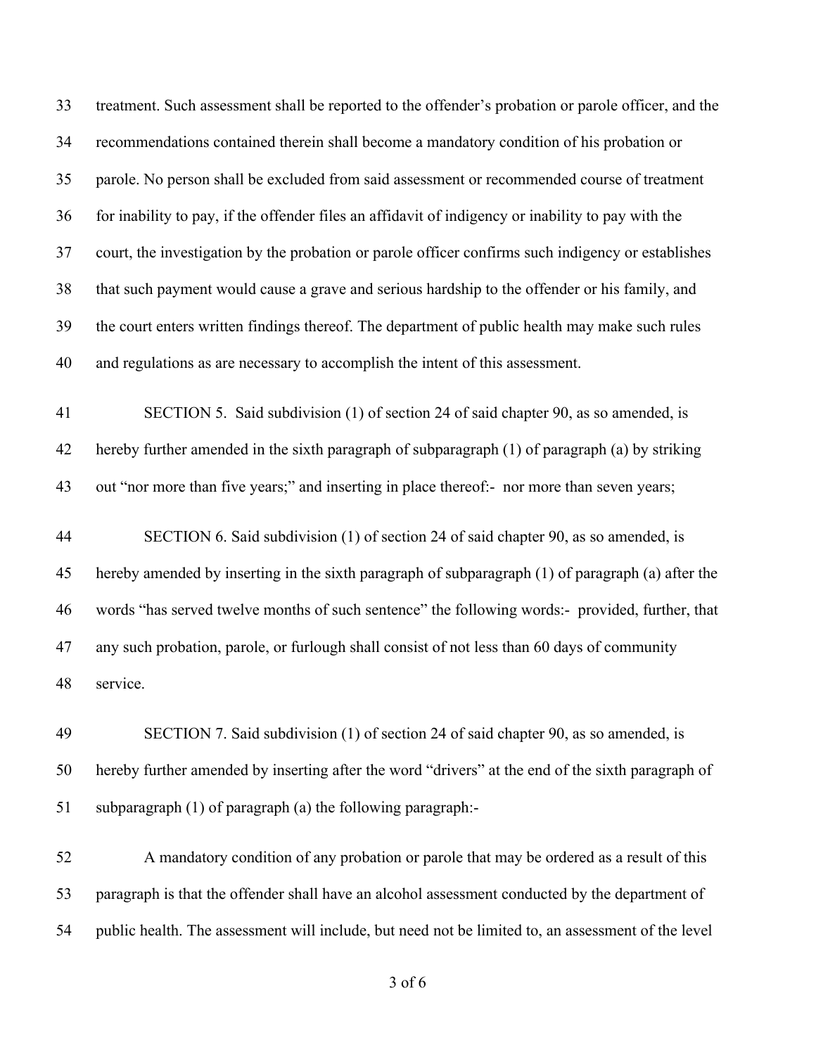treatment. Such assessment shall be reported to the offender's probation or parole officer, and the recommendations contained therein shall become a mandatory condition of his probation or parole. No person shall be excluded from said assessment or recommended course of treatment for inability to pay, if the offender files an affidavit of indigency or inability to pay with the court, the investigation by the probation or parole officer confirms such indigency or establishes that such payment would cause a grave and serious hardship to the offender or his family, and the court enters written findings thereof. The department of public health may make such rules and regulations as are necessary to accomplish the intent of this assessment.

SECTION 5. Said subdivision (1) of section 24 of said chapter 90, as so amended, is hereby further amended in the sixth paragraph of subparagraph (1) of paragraph (a) by striking out "nor more than five years;" and inserting in place thereof:- nor more than seven years;

SECTION 6. Said subdivision (1) of section 24 of said chapter 90, as so amended, is hereby amended by inserting in the sixth paragraph of subparagraph (1) of paragraph (a) after the words "has served twelve months of such sentence" the following words:- provided, further, that any such probation, parole, or furlough shall consist of not less than 60 days of community service.

SECTION 7. Said subdivision (1) of section 24 of said chapter 90, as so amended, is hereby further amended by inserting after the word "drivers" at the end of the sixth paragraph of subparagraph (1) of paragraph (a) the following paragraph:-

A mandatory condition of any probation or parole that may be ordered as a result of this paragraph is that the offender shall have an alcohol assessment conducted by the department of public health. The assessment will include, but need not be limited to, an assessment of the level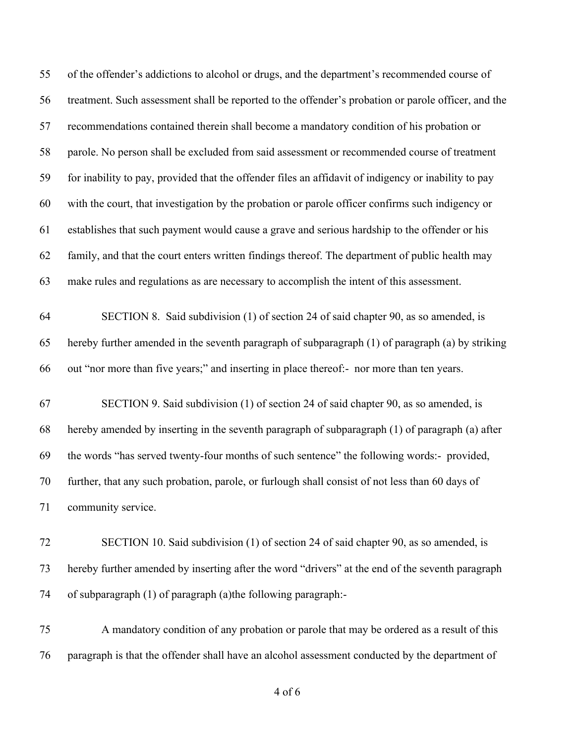of the offender's addictions to alcohol or drugs, and the department's recommended course of treatment. Such assessment shall be reported to the offender's probation or parole officer, and the recommendations contained therein shall become a mandatory condition of his probation or parole. No person shall be excluded from said assessment or recommended course of treatment for inability to pay, provided that the offender files an affidavit of indigency or inability to pay with the court, that investigation by the probation or parole officer confirms such indigency or establishes that such payment would cause a grave and serious hardship to the offender or his family, and that the court enters written findings thereof. The department of public health may make rules and regulations as are necessary to accomplish the intent of this assessment.

SECTION 8. Said subdivision (1) of section 24 of said chapter 90, as so amended, is hereby further amended in the seventh paragraph of subparagraph (1) of paragraph (a) by striking out "nor more than five years;" and inserting in place thereof:- nor more than ten years.

SECTION 9. Said subdivision (1) of section 24 of said chapter 90, as so amended, is hereby amended by inserting in the seventh paragraph of subparagraph (1) of paragraph (a) after the words "has served twenty-four months of such sentence" the following words:- provided, further, that any such probation, parole, or furlough shall consist of not less than 60 days of community service.

SECTION 10. Said subdivision (1) of section 24 of said chapter 90, as so amended, is hereby further amended by inserting after the word "drivers" at the end of the seventh paragraph of subparagraph (1) of paragraph (a)the following paragraph:-

A mandatory condition of any probation or parole that may be ordered as a result of this paragraph is that the offender shall have an alcohol assessment conducted by the department of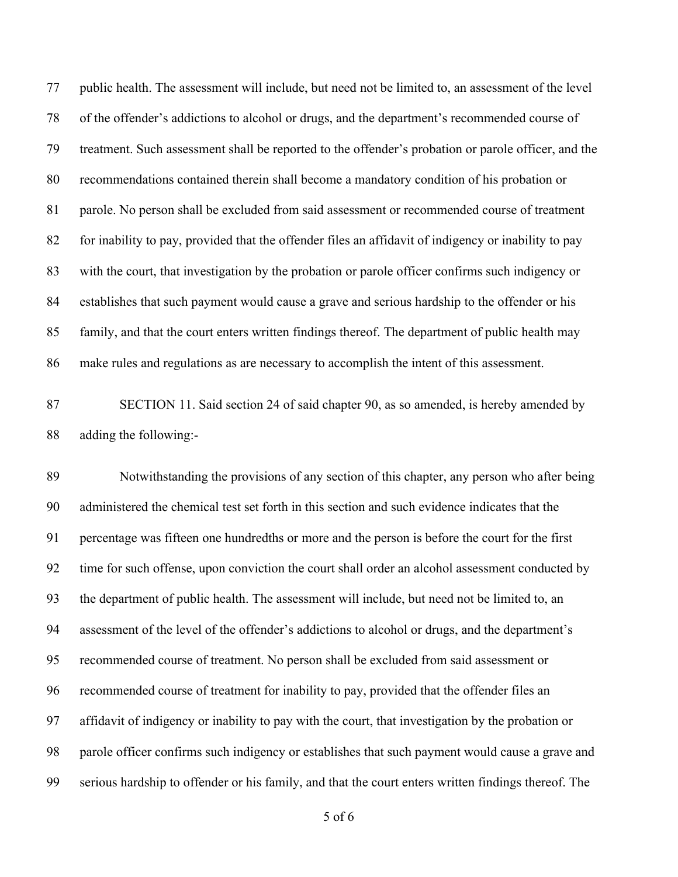public health. The assessment will include, but need not be limited to, an assessment of the level of the offender's addictions to alcohol or drugs, and the department's recommended course of treatment. Such assessment shall be reported to the offender's probation or parole officer, and the recommendations contained therein shall become a mandatory condition of his probation or parole. No person shall be excluded from said assessment or recommended course of treatment for inability to pay, provided that the offender files an affidavit of indigency or inability to pay with the court, that investigation by the probation or parole officer confirms such indigency or establishes that such payment would cause a grave and serious hardship to the offender or his family, and that the court enters written findings thereof. The department of public health may make rules and regulations as are necessary to accomplish the intent of this assessment.

SECTION 11. Said section 24 of said chapter 90, as so amended, is hereby amended by adding the following:-

Notwithstanding the provisions of any section of this chapter, any person who after being administered the chemical test set forth in this section and such evidence indicates that the percentage was fifteen one hundredths or more and the person is before the court for the first time for such offense, upon conviction the court shall order an alcohol assessment conducted by the department of public health. The assessment will include, but need not be limited to, an assessment of the level of the offender's addictions to alcohol or drugs, and the department's recommended course of treatment. No person shall be excluded from said assessment or recommended course of treatment for inability to pay, provided that the offender files an affidavit of indigency or inability to pay with the court, that investigation by the probation or parole officer confirms such indigency or establishes that such payment would cause a grave and serious hardship to offender or his family, and that the court enters written findings thereof. The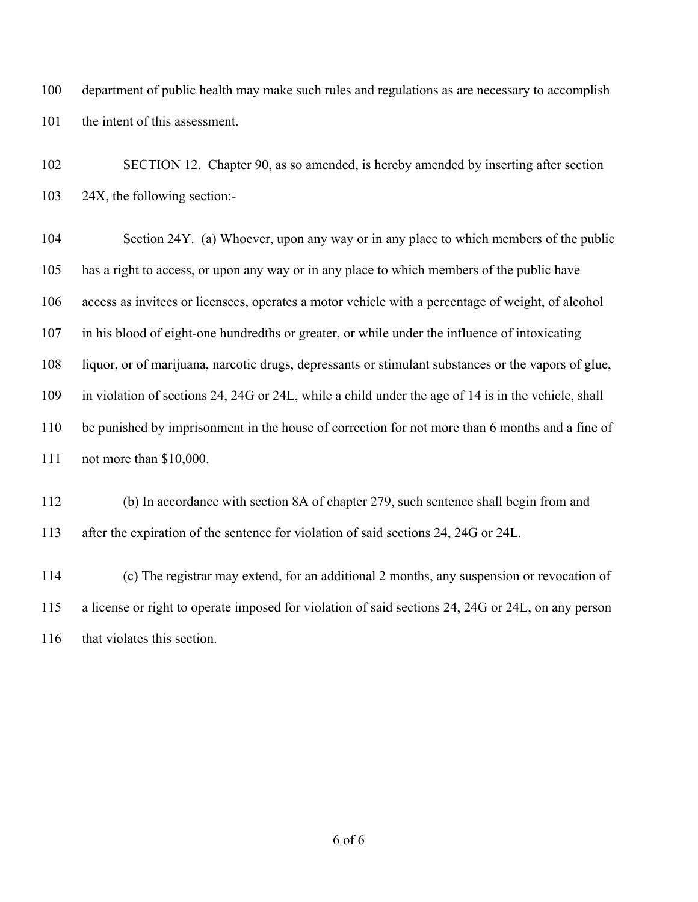department of public health may make such rules and regulations as are necessary to accomplish the intent of this assessment.

SECTION 12. Chapter 90, as so amended, is hereby amended by inserting after section 24X, the following section:-

Section 24Y. (a) Whoever, upon any way or in any place to which members of the public has a right to access, or upon any way or in any place to which members of the public have access as invitees or licensees, operates a motor vehicle with a percentage of weight, of alcohol in his blood of eight-one hundredths or greater, or while under the influence of intoxicating liquor, or of marijuana, narcotic drugs, depressants or stimulant substances or the vapors of glue, in violation of sections 24, 24G or 24L, while a child under the age of 14 is in the vehicle, shall be punished by imprisonment in the house of correction for not more than 6 months and a fine of not more than $10,000.

(b) In accordance with section 8A of chapter 279, such sentence shall begin from and after the expiration of the sentence for violation of said sections 24, 24G or 24L.

(c) The registrar may extend, for an additional 2 months, any suspension or revocation of a license or right to operate imposed for violation of said sections 24, 24G or 24L, on any person that violates this section.